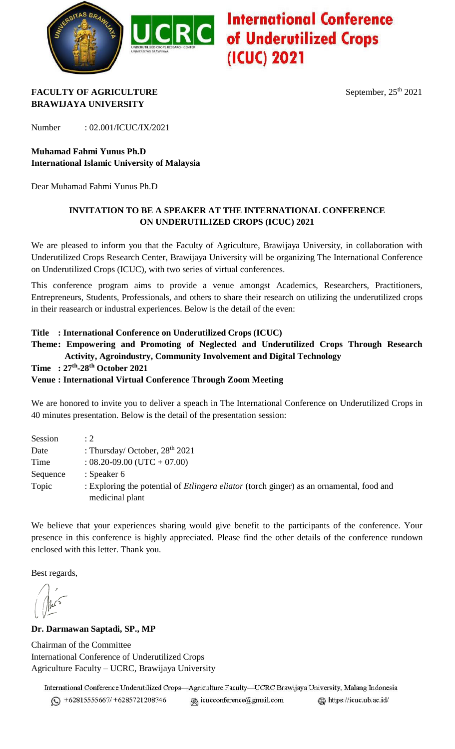# International Conference of Underutilized Crops (ICUC) 2021

**FACULTY OF AGRICULTURE**
**BRAWIJAYA UNIVERSITY**

September, 25th 2021

Number : 02.001/ICUC/IX/2021

**Muhamad Fahmi Yunus Ph.D**
**International Islamic University of Malaysia**

Dear Muhamad Fahmi Yunus Ph.D

## INVITATION TO BE A SPEAKER AT THE INTERNATIONAL CONFERENCE ON UNDERUTILIZED CROPS (ICUC) 2021

We are pleased to inform you that the Faculty of Agriculture, Brawijaya University, in collaboration with Underutilized Crops Research Center, Brawijaya University will be organizing The International Conference on Underutilized Crops (ICUC), with two series of virtual conferences.

This conference program aims to provide a venue amongst Academics, Researchers, Practitioners, Entrepreneurs, Students, Professionals, and others to share their research on utilizing the underutilized crops in their reasearch or industral experiences. Below is the detail of the even:

**Title : International Conference on Underutilized Crops (ICUC)**
**Theme: Empowering and Promoting of Neglected and Underutilized Crops Through Research Activity, Agroindustry, Community Involvement and Digital Technology**
**Time : 27th-28th October 2021**
**Venue : International Virtual Conference Through Zoom Meeting**

We are honored to invite you to deliver a speach in The International Conference on Underutilized Crops in 40 minutes presentation. Below is the detail of the presentation session:

| | |
|---|---|
| Session | : 2 |
| Date | : Thursday/ October, 28th 2021 |
| Time | : 08.20-09.00 (UTC + 07.00) |
| Sequence | : Speaker 6 |
| Topic | : Exploring the potential of *Etlingera eliator* (torch ginger) as an ornamental, food and medicinal plant |

We believe that your experiences sharing would give benefit to the participants of the conference. Your presence in this conference is highly appreciated. Please find the other details of the conference rundown enclosed with this letter. Thank you.

Best regards,

**Dr. Darmawan Saptadi, SP., MP**

Chairman of the Committee
International Conference of Underutilized Crops
Agriculture Faculty – UCRC, Brawijaya University

International Conference Underutilized Crops—Agriculture Faculty—UCRC Brawijaya University, Malang Indonesia
+62815555667/ +6285721208746   icucconference@gmail.com   https://icuc.ub.ac.id/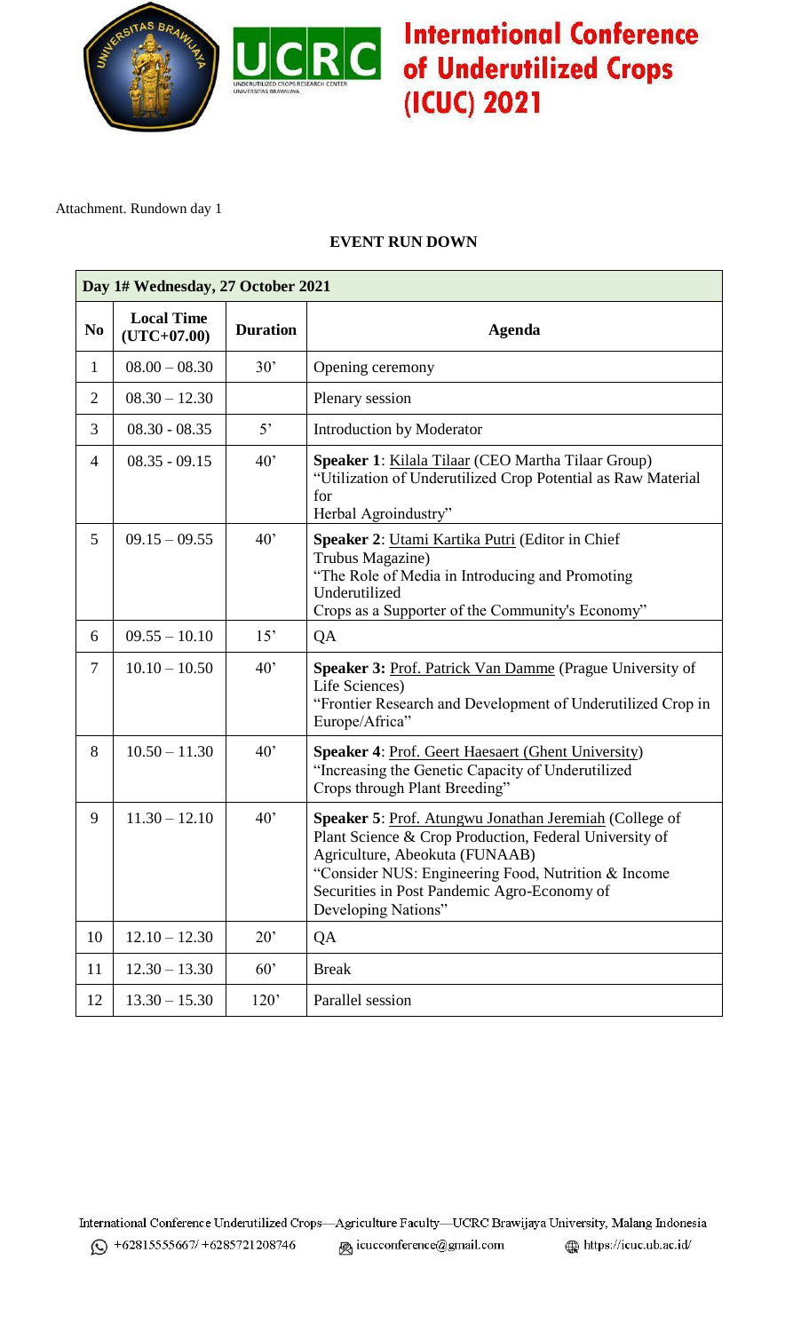Attachment. Rundown day 1

**EVENT RUN DOWN**

| **Day 1# Wednesday, 27 October 2021** | | | |
|---|---|---|---|
| **No** | **Local Time (UTC+07.00)** | **Duration** | **Agenda** |
| 1 | 08.00 – 08.30 | 30' | Opening ceremony |
| 2 | 08.30 – 12.30 | | Plenary session |
| 3 | 08.30 - 08.35 | 5' | Introduction by Moderator |
| 4 | 08.35 - 09.15 | 40' | **Speaker 1**: Kilala Tilaar (CEO Martha Tilaar Group) "Utilization of Underutilized Crop Potential as Raw Material for Herbal Agroindustry" |
| 5 | 09.15 – 09.55 | 40' | **Speaker 2**: Utami Kartika Putri (Editor in Chief Trubus Magazine) "The Role of Media in Introducing and Promoting Underutilized Crops as a Supporter of the Community's Economy" |
| 6 | 09.55 – 10.10 | 15' | QA |
| 7 | 10.10 – 10.50 | 40' | **Speaker 3:** Prof. Patrick Van Damme (Prague University of Life Sciences) "Frontier Research and Development of Underutilized Crop in Europe/Africa" |
| 8 | 10.50 – 11.30 | 40' | **Speaker 4**: Prof. Geert Haesaert (Ghent University) "Increasing the Genetic Capacity of Underutilized Crops through Plant Breeding" |
| 9 | 11.30 – 12.10 | 40' | **Speaker 5**: Prof. Atungwu Jonathan Jeremiah (College of Plant Science & Crop Production, Federal University of Agriculture, Abeokuta (FUNAAB) "Consider NUS: Engineering Food, Nutrition & Income Securities in Post Pandemic Agro-Economy of Developing Nations" |
| 10 | 12.10 – 12.30 | 20' | QA |
| 11 | 12.30 – 13.30 | 60' | Break |
| 12 | 13.30 – 15.30 | 120' | Parallel session |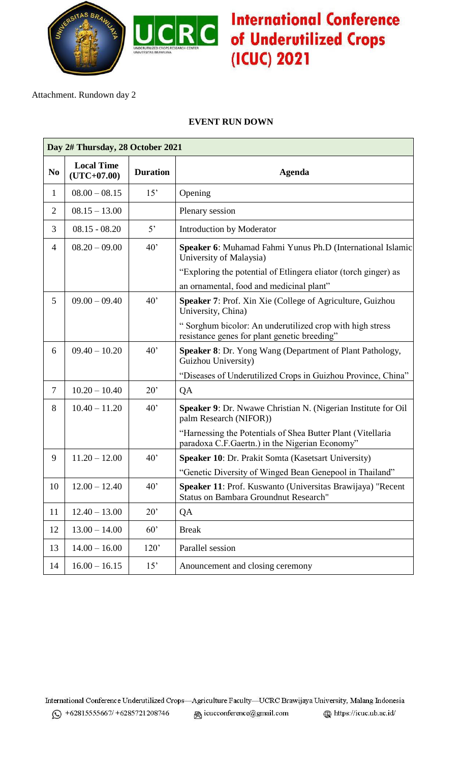# International Conference of Underutilized Crops (ICUC) 2021

Attachment. Rundown day 2

**EVENT RUN DOWN**

| Day 2# Thursday, 28 October 2021 | | | |
|---|---|---|---|
| **No** | **Local Time (UTC+07.00)** | **Duration** | **Agenda** |
| 1 | 08.00 – 08.15 | 15' | Opening |
| 2 | 08.15 – 13.00 | | Plenary session |
| 3 | 08.15 - 08.20 | 5' | Introduction by Moderator |
| 4 | 08.20 – 09.00 | 40' | **Speaker 6**: Muhamad Fahmi Yunus Ph.D (International Islamic University of Malaysia)<br>"Exploring the potential of Etlingera eliator (torch ginger) as an ornamental, food and medicinal plant" |
| 5 | 09.00 – 09.40 | 40' | **Speaker 7**: Prof. Xin Xie (College of Agriculture, Guizhou University, China)<br>" Sorghum bicolor: An underutilized crop with high stress resistance genes for plant genetic breeding" |
| 6 | 09.40 – 10.20 | 40' | **Speaker 8**: Dr. Yong Wang (Department of Plant Pathology, Guizhou University)<br>"Diseases of Underutilized Crops in Guizhou Province, China" |
| 7 | 10.20 – 10.40 | 20' | QA |
| 8 | 10.40 – 11.20 | 40' | **Speaker 9**: Dr. Nwawe Christian N. (Nigerian Institute for Oil palm Research (NIFOR))<br>"Harnessing the Potentials of Shea Butter Plant (Vitellaria paradoxa C.F.Gaertn.) in the Nigerian Economy" |
| 9 | 11.20 – 12.00 | 40' | **Speaker 10**: Dr. Prakit Somta (Kasetsart University)<br>"Genetic Diversity of Winged Bean Genepool in Thailand" |
| 10 | 12.00 – 12.40 | 40' | **Speaker 11**: Prof. Kuswanto (Universitas Brawijaya) "Recent Status on Bambara Groundnut Research" |
| 11 | 12.40 – 13.00 | 20' | QA |
| 12 | 13.00 – 14.00 | 60' | Break |
| 13 | 14.00 – 16.00 | 120' | Parallel session |
| 14 | 16.00 – 16.15 | 15' | Anouncement and closing ceremony |

International Conference Underutilized Crops—Agriculture Faculty—UCRC Brawijaya University, Malang Indonesia

+62815555667/ +6285721208746 icucconference@gmail.com https://icuc.ub.ac.id/